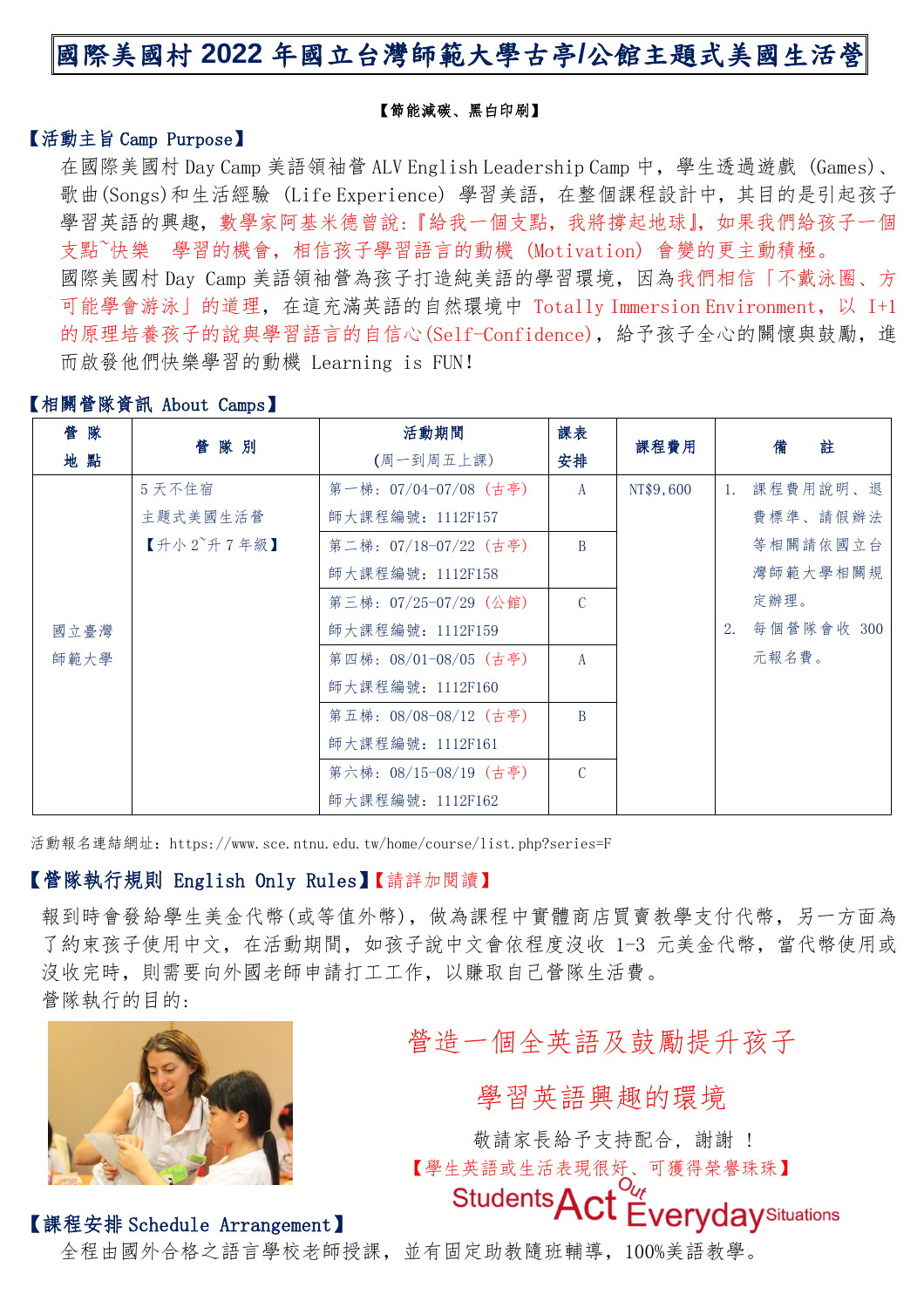# 國際美國村 2022 年國立台灣師範大學古亭/公館主題式美國生活營

**【節能減碳、黑白印刷】**

## 【活動主旨 Camp Purpose】

在國際美國村 Day Camp 美語領袖營 ALV English Leadership Camp 中，學生透過遊戲 (Games)、歌曲(Songs)和生活經驗 (Life Experience) 學習美語，在整個課程設計中，其目的是引起孩子學習英語的興趣，數學家阿基米德曾說:『給我一個支點，我將撐起地球』，如果我們給孩子一個支點~快樂 學習的機會，相信孩子學習語言的動機 (Motivation) 會變的更主動積極。

國際美國村 Day Camp 美語領袖營為孩子打造純美語的學習環境，因為我們相信「不戴泳圈、方可能學會游泳」的道理，在這充滿英語的自然環境中 Totally Immersion Environment，以 I+1 的原理培養孩子的說與學習語言的自信心(Self-Confidence)，給予孩子全心的關懷與鼓勵，進而啟發他們快樂學習的動機 Learning is FUN!

## 【相關營隊資訊 About Camps】

| 營隊地點 | 營隊別 | 活動期間 (周一到周五上課) | 課表安排 | 課程費用 | 備註 |
|---|---|---|---|---|---|
| 國立臺灣師範大學 | 5 天不住宿 主題式美國生活營 【升小 2~升 7 年級】 | 第一梯: 07/04-07/08 (古亭) 師大課程編號: 1112F157 | A | NT$9,600 | 1. 課程費用說明、退費標準、請假辦法等相關請依國立台灣師範大學相關規定辦理。 2. 每個營隊會收 300 元報名費。 |
| | | 第二梯: 07/18-07/22 (古亭) 師大課程編號: 1112F158 | B | | |
| | | 第三梯: 07/25-07/29 (公館) 師大課程編號: 1112F159 | C | | |
| | | 第四梯: 08/01-08/05 (古亭) 師大課程編號: 1112F160 | A | | |
| | | 第五梯: 08/08-08/12 (古亭) 師大課程編號: 1112F161 | B | | |
| | | 第六梯: 08/15-08/19 (古亭) 師大課程編號: 1112F162 | C | | |

活動報名連結網址: https://www.sce.ntnu.edu.tw/home/course/list.php?series=F

## 【營隊執行規則 English Only Rules】【請詳加閱讀】

報到時會發給學生美金代幣(或等值外幣)，做為課程中實體商店買賣教學支付代幣，另一方面為了約束孩子使用中文，在活動期間，如孩子說中文會依程度沒收 1-3 元美金代幣，當代幣使用或沒收完時，則需要向外國老師申請打工工作，以賺取自己營隊生活費。

營隊執行的目的:

營造一個全英語及鼓勵提升孩子學習英語興趣的環境

敬請家長給予支持配合，謝謝！

【學生英語或生活表現很好、可獲得榮譽珠珠】

Students Act Out Everyday Situations

## 【課程安排 Schedule Arrangement】

全程由國外合格之語言學校老師授課，並有固定助教隨班輔導，100%美語教學。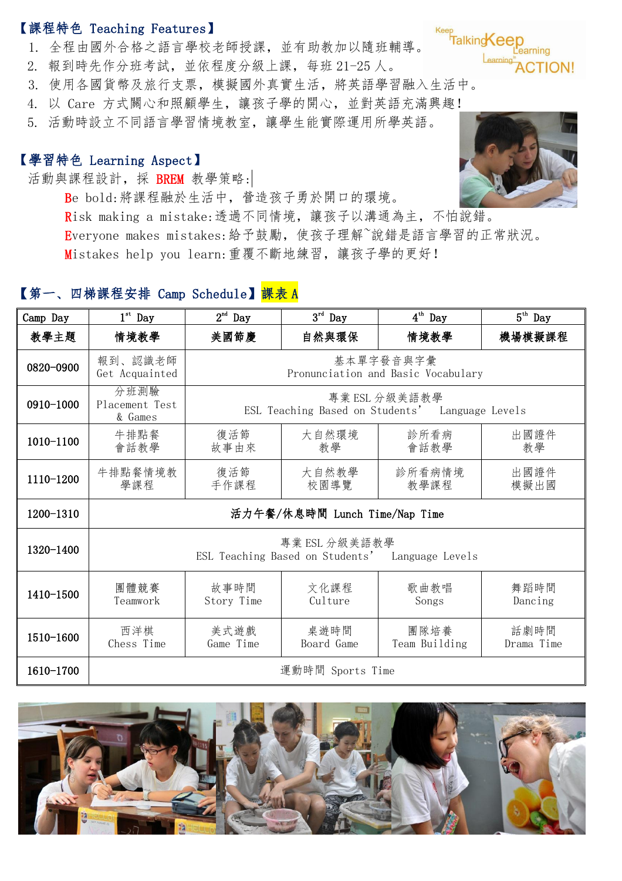【課程特色 Teaching Features】

1. 全程由國外合格之語言學校老師授課，並有助教加以隨班輔導。
2. 報到時先作分班考試，並依程度分級上課，每班 21-25 人。
3. 使用各國貨幣及旅行支票，模擬國外真實生活，將英語學習融入生活中。
4. 以 Care 方式關心和照顧學生，讓孩子學的開心，並對英語充滿興趣！
5. 活動時設立不同語言學習情境教室，讓學生能實際運用所學英語。

【學習特色 Learning Aspect】

活動與課程設計，採 BREM 教學策略:

**B**e bold:將課程融於生活中，營造孩子勇於開口的環境。

**R**isk making a mistake:透過不同情境，讓孩子以溝通為主，不怕說錯。

**E**veryone makes mistakes:給予鼓勵，使孩子理解~說錯是語言學習的正常狀況。

**M**istakes help you learn:重覆不斷地練習，讓孩子學的更好！

【第一、四梯課程安排 Camp Schedule】課表 A

| Camp Day | 1st Day | 2nd Day | 3rd Day | 4th Day | 5th Day |
|---|---|---|---|---|---|
| 教學主題 | 情境教學 | 美國節慶 | 自然與環保 | 情境教學 | 機場模擬課程 |
| 0820-0900 | 報到、認識老師 Get Acquainted | 基本單字發音與字彙 Pronunciation and Basic Vocabulary | | | |
| 0910-1000 | 分班測驗 Placement Test & Games | 專業 ESL 分級美語教學 ESL Teaching Based on Students' Language Levels | | | |
| 1010-1100 | 牛排點餐 會話教學 | 復活節 故事由來 | 大自然環境 教學 | 診所看病 會話教學 | 出國證件 教學 |
| 1110-1200 | 牛排點餐情境教學課程 | 復活節 手作課程 | 大自然教學 校園導覽 | 診所看病情境 教學課程 | 出國證件 模擬出國 |
| 1200-1310 | 活力午餐/休息時間 Lunch Time/Nap Time | | | | |
| 1320-1400 | 專業 ESL 分級美語教學 ESL Teaching Based on Students' Language Levels | | | | |
| 1410-1500 | 團體競賽 Teamwork | 故事時間 Story Time | 文化課程 Culture | 歌曲教唱 Songs | 舞蹈時間 Dancing |
| 1510-1600 | 西洋棋 Chess Time | 美式遊戲 Game Time | 桌遊時間 Board Game | 團隊培養 Team Building | 話劇時間 Drama Time |
| 1610-1700 | 運動時間 Sports Time | | | | |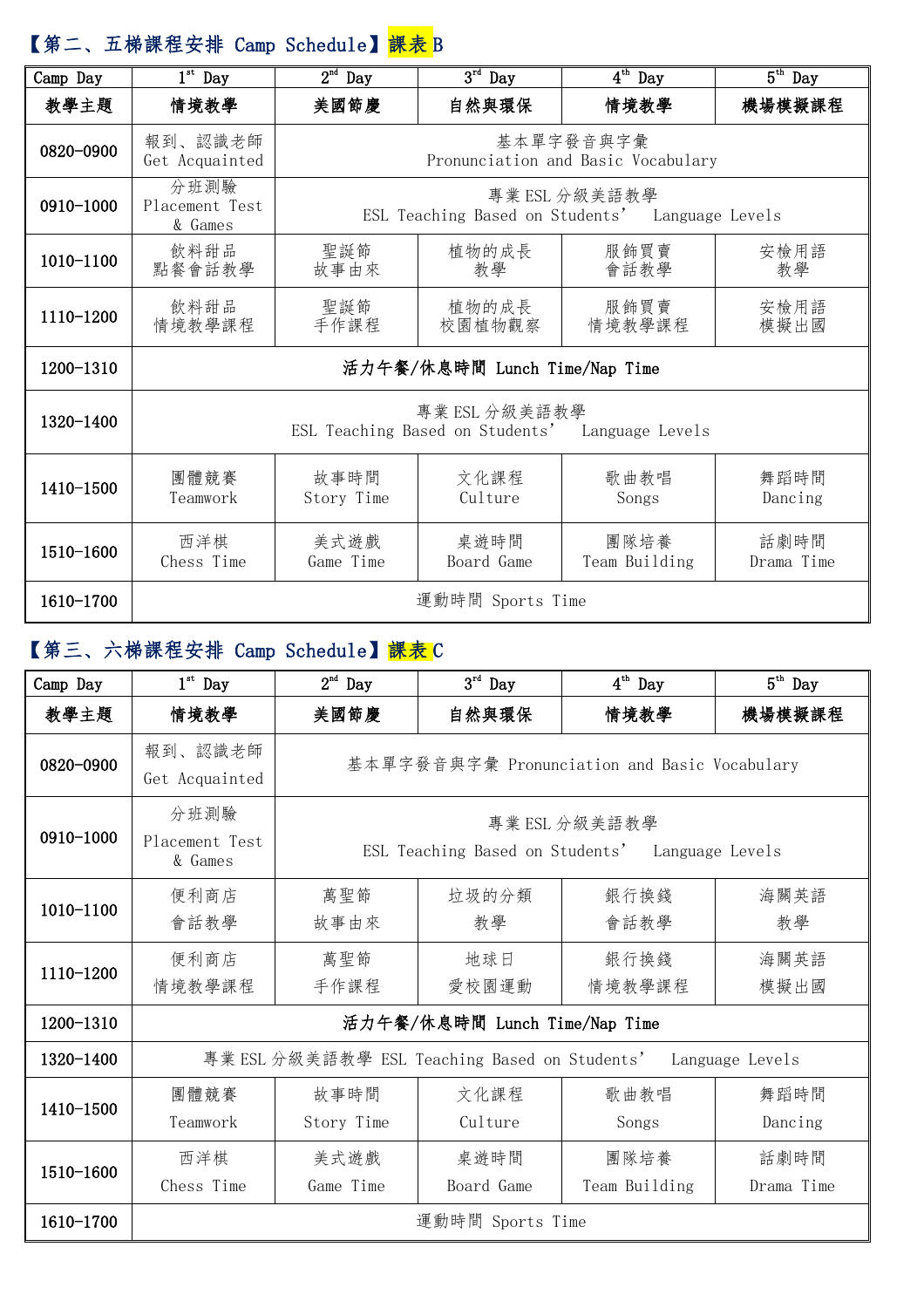## 【第二、五梯課程安排 Camp Schedule】課表 B

| Camp Day | 1st Day | 2nd Day | 3rd Day | 4th Day | 5th Day |
|---|---|---|---|---|---|
| **教學主題** | **情境教學** | **美國節慶** | **自然與環保** | **情境教學** | **機場模擬課程** |
| 0820-0900 | 報到、認識老師 Get Acquainted | 基本單字發音與字彙 Pronunciation and Basic Vocabulary | | | |
| 0910-1000 | 分班測驗 Placement Test & Games | 專業 ESL 分級美語教學 ESL Teaching Based on Students' Language Levels | | | |
| 1010-1100 | 飲料甜品 點餐會話教學 | 聖誕節 故事由來 | 植物的成長 教學 | 服飾買賣 會話教學 | 安檢用語 教學 |
| 1110-1200 | 飲料甜品 情境教學課程 | 聖誕節 手作課程 | 植物的成長 校園植物觀察 | 服飾買賣 情境教學課程 | 安檢用語 模擬出國 |
| 1200-1310 | **活力午餐/休息時間 Lunch Time/Nap Time** | | | | |
| 1320-1400 | 專業 ESL 分級美語教學 ESL Teaching Based on Students' Language Levels | | | | |
| 1410-1500 | 團體競賽 Teamwork | 故事時間 Story Time | 文化課程 Culture | 歌曲教唱 Songs | 舞蹈時間 Dancing |
| 1510-1600 | 西洋棋 Chess Time | 美式遊戲 Game Time | 桌遊時間 Board Game | 團隊培養 Team Building | 話劇時間 Drama Time |
| 1610-1700 | 運動時間 Sports Time | | | | |

## 【第三、六梯課程安排 Camp Schedule】課表 C

| Camp Day | 1st Day | 2nd Day | 3rd Day | 4th Day | 5th Day |
|---|---|---|---|---|---|
| **教學主題** | **情境教學** | **美國節慶** | **自然與環保** | **情境教學** | **機場模擬課程** |
| 0820-0900 | 報到、認識老師 Get Acquainted | 基本單字發音與字彙 Pronunciation and Basic Vocabulary | | | |
| 0910-1000 | 分班測驗 Placement Test & Games | 專業 ESL 分級美語教學 ESL Teaching Based on Students' Language Levels | | | |
| 1010-1100 | 便利商店 會話教學 | 萬聖節 故事由來 | 垃圾的分類 教學 | 銀行換錢 會話教學 | 海關英語 教學 |
| 1110-1200 | 便利商店 情境教學課程 | 萬聖節 手作課程 | 地球日 愛校園運動 | 銀行換錢 情境教學課程 | 海關英語 模擬出國 |
| 1200-1310 | **活力午餐/休息時間 Lunch Time/Nap Time** | | | | |
| 1320-1400 | 專業 ESL 分級美語教學 ESL Teaching Based on Students' Language Levels | | | | |
| 1410-1500 | 團體競賽 Teamwork | 故事時間 Story Time | 文化課程 Culture | 歌曲教唱 Songs | 舞蹈時間 Dancing |
| 1510-1600 | 西洋棋 Chess Time | 美式遊戲 Game Time | 桌遊時間 Board Game | 團隊培養 Team Building | 話劇時間 Drama Time |
| 1610-1700 | 運動時間 Sports Time | | | | |